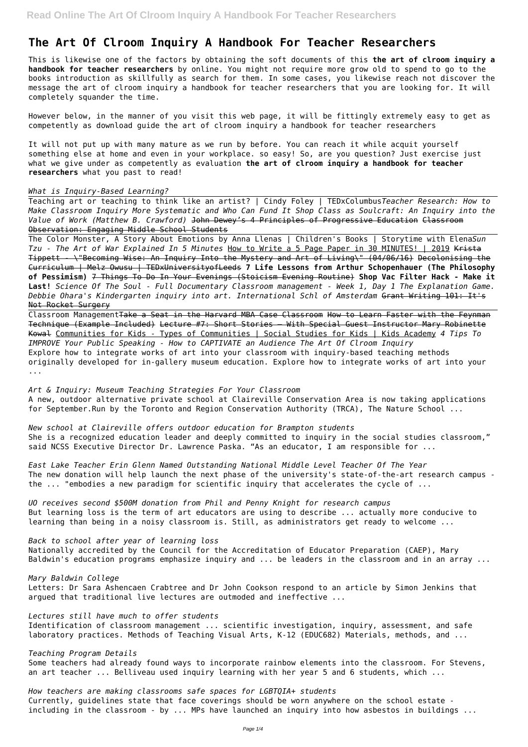# The Art Of Clroom Inquiry A Handbook For Teacher Researchers

This is likewise one of the factors by obtaining the soft documents of this **the art of clroom inquiry a handbook for teacher researchers** by online. You might not require more grow old to spend to go to the books introduction as skillfully as search for them. In some cases, you likewise reach not discover the message the art of clroom inquiry a handbook for teacher researchers that you are looking for. It will completely squander the time.

However below, in the manner of you visit this web page, it will be fittingly extremely easy to get as competently as download guide the art of clroom inquiry a handbook for teacher researchers

It will not put up with many mature as we run by before. You can reach it while acquit yourself something else at home and even in your workplace. so easy! So, are you question? Just exercise just what we give under as competently as evaluation **the art of clroom inquiry a handbook for teacher researchers** what you past to read!

*What is Inquiry-Based Learning?*

Teaching art or teaching to think like an artist? | Cindy Foley | TEDxColumbus *Teacher Research: How to Make Classroom Inquiry More Systematic and Who Can Fund It Shop Class as Soulcraft: An Inquiry into the Value of Work (Matthew B. Crawford)* John Dewey's 4 Principles of Progressive Education Classroom Observation: Engaging Middle School Students

The Color Monster, A Story About Emotions by Anna Llenas | Children's Books | Storytime with Elena *Sun Tzu - The Art of War Explained In 5 Minutes* How to Write a 5 Page Paper in 30 MINUTES! | 2019 Krista Tippett - \"Becoming Wise: An Inquiry Into the Mystery and Art of Living\" (04/06/16) Decolonising the Curriculum | Melz Owusu | TEDxUniversityofLeeds **7 Life Lessons from Arthur Schopenhauer (The Philosophy of Pessimism)** 7 Things To Do In Your Evenings (Stoicism Evening Routine) **Shop Vac Filter Hack - Make it Last!** *Science Of The Soul - Full Documentary Classroom management - Week 1, Day 1 The Explanation Game. Debbie Ohara's Kindergarten inquiry into art. International Schl of Amsterdam* Grant Writing 101: It's Not Rocket Surgery

Classroom Management Take a Seat in the Harvard MBA Case Classroom How to Learn Faster with the Feynman Technique (Example Included) Lecture #7: Short Stories — With Special Guest Instructor Mary Robinette Kowal Communities for Kids - Types of Communities | Social Studies for Kids | Kids Academy *4 Tips To IMPROVE Your Public Speaking - How to CAPTIVATE an Audience The Art Of Clroom Inquiry*

Explore how to integrate works of art into your classroom with inquiry-based teaching methods originally developed for in-gallery museum education. Explore how to integrate works of art into your ...

*Art & Inquiry: Museum Teaching Strategies For Your Classroom*

A new, outdoor alternative private school at Claireville Conservation Area is now taking applications for September.Run by the Toronto and Region Conservation Authority (TRCA), The Nature School ...

*New school at Claireville offers outdoor education for Brampton students*

She is a recognized education leader and deeply committed to inquiry in the social studies classroom," said NCSS Executive Director Dr. Lawrence Paska. "As an educator, I am responsible for ...

*East Lake Teacher Erin Glenn Named Outstanding National Middle Level Teacher Of The Year*

The new donation will help launch the next phase of the university's state-of-the-art research campus - the ... "embodies a new paradigm for scientific inquiry that accelerates the cycle of ...

*UO receives second $500M donation from Phil and Penny Knight for research campus*

But learning loss is the term of art educators are using to describe ... actually more conducive to learning than being in a noisy classroom is. Still, as administrators get ready to welcome ...

*Back to school after year of learning loss*

Nationally accredited by the Council for the Accreditation of Educator Preparation (CAEP), Mary Baldwin's education programs emphasize inquiry and ... be leaders in the classroom and in an array ...

*Mary Baldwin College*

Letters: Dr Sara Ashencaen Crabtree and Dr John Cookson respond to an article by Simon Jenkins that argued that traditional live lectures are outmoded and ineffective ...

*Lectures still have much to offer students*

Identification of classroom management ... scientific investigation, inquiry, assessment, and safe laboratory practices. Methods of Teaching Visual Arts, K-12 (EDUC682) Materials, methods, and ...

*Teaching Program Details*

Some teachers had already found ways to incorporate rainbow elements into the classroom. For Stevens, an art teacher ... Belliveau used inquiry learning with her year 5 and 6 students, which ...

*How teachers are making classrooms safe spaces for LGBTQIA+ students*

Currently, guidelines state that face coverings should be worn anywhere on the school estate - including in the classroom - by ... MPs have launched an inquiry into how asbestos in buildings ...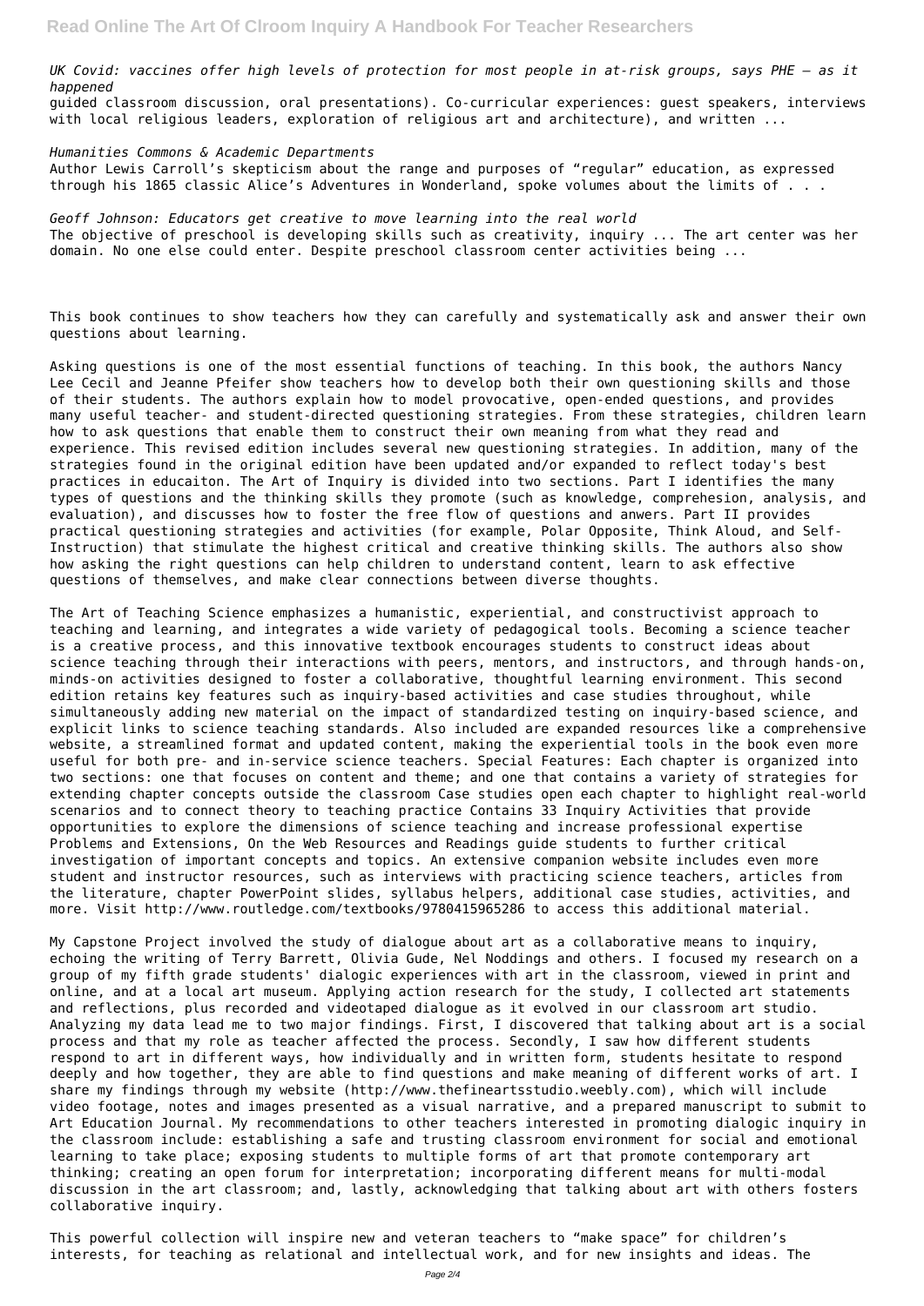*UK Covid: vaccines offer high levels of protection for most people in at-risk groups, says PHE – as it happened*

guided classroom discussion, oral presentations). Co-curricular experiences: guest speakers, interviews with local religious leaders, exploration of religious art and architecture), and written ...

*Humanities Commons & Academic Departments*

Author Lewis Carroll's skepticism about the range and purposes of "regular" education, as expressed through his 1865 classic Alice's Adventures in Wonderland, spoke volumes about the limits of . . .

*Geoff Johnson: Educators get creative to move learning into the real world*

The objective of preschool is developing skills such as creativity, inquiry ... The art center was her domain. No one else could enter. Despite preschool classroom center activities being ...

This book continues to show teachers how they can carefully and systematically ask and answer their own questions about learning.

Asking questions is one of the most essential functions of teaching. In this book, the authors Nancy Lee Cecil and Jeanne Pfeifer show teachers how to develop both their own questioning skills and those of their students. The authors explain how to model provocative, open-ended questions, and provides many useful teacher- and student-directed questioning strategies. From these strategies, children learn how to ask questions that enable them to construct their own meaning from what they read and experience. This revised edition includes several new questioning strategies. In addition, many of the strategies found in the original edition have been updated and/or expanded to reflect today's best practices in educaiton. The Art of Inquiry is divided into two sections. Part I identifies the many types of questions and the thinking skills they promote (such as knowledge, comprehesion, analysis, and evaluation), and discusses how to foster the free flow of questions and anwers. Part II provides practical questioning strategies and activities (for example, Polar Opposite, Think Aloud, and Self-Instruction) that stimulate the highest critical and creative thinking skills. The authors also show how asking the right questions can help children to understand content, learn to ask effective questions of themselves, and make clear connections between diverse thoughts.

The Art of Teaching Science emphasizes a humanistic, experiential, and constructivist approach to teaching and learning, and integrates a wide variety of pedagogical tools. Becoming a science teacher is a creative process, and this innovative textbook encourages students to construct ideas about science teaching through their interactions with peers, mentors, and instructors, and through hands-on, minds-on activities designed to foster a collaborative, thoughtful learning environment. This second edition retains key features such as inquiry-based activities and case studies throughout, while simultaneously adding new material on the impact of standardized testing on inquiry-based science, and explicit links to science teaching standards. Also included are expanded resources like a comprehensive website, a streamlined format and updated content, making the experiential tools in the book even more useful for both pre- and in-service science teachers. Special Features: Each chapter is organized into two sections: one that focuses on content and theme; and one that contains a variety of strategies for extending chapter concepts outside the classroom Case studies open each chapter to highlight real-world scenarios and to connect theory to teaching practice Contains 33 Inquiry Activities that provide opportunities to explore the dimensions of science teaching and increase professional expertise Problems and Extensions, On the Web Resources and Readings guide students to further critical investigation of important concepts and topics. An extensive companion website includes even more student and instructor resources, such as interviews with practicing science teachers, articles from the literature, chapter PowerPoint slides, syllabus helpers, additional case studies, activities, and more. Visit http://www.routledge.com/textbooks/9780415965286 to access this additional material.

My Capstone Project involved the study of dialogue about art as a collaborative means to inquiry, echoing the writing of Terry Barrett, Olivia Gude, Nel Noddings and others. I focused my research on a group of my fifth grade students' dialogic experiences with art in the classroom, viewed in print and online, and at a local art museum. Applying action research for the study, I collected art statements and reflections, plus recorded and videotaped dialogue as it evolved in our classroom art studio. Analyzing my data lead me to two major findings. First, I discovered that talking about art is a social process and that my role as teacher affected the process. Secondly, I saw how different students respond to art in different ways, how individually and in written form, students hesitate to respond deeply and how together, they are able to find questions and make meaning of different works of art. I share my findings through my website (http://www.thefineartsstudio.weebly.com), which will include video footage, notes and images presented as a visual narrative, and a prepared manuscript to submit to Art Education Journal. My recommendations to other teachers interested in promoting dialogic inquiry in the classroom include: establishing a safe and trusting classroom environment for social and emotional learning to take place; exposing students to multiple forms of art that promote contemporary art thinking; creating an open forum for interpretation; incorporating different means for multi-modal discussion in the art classroom; and, lastly, acknowledging that talking about art with others fosters collaborative inquiry.

This powerful collection will inspire new and veteran teachers to "make space" for children's interests, for teaching as relational and intellectual work, and for new insights and ideas. The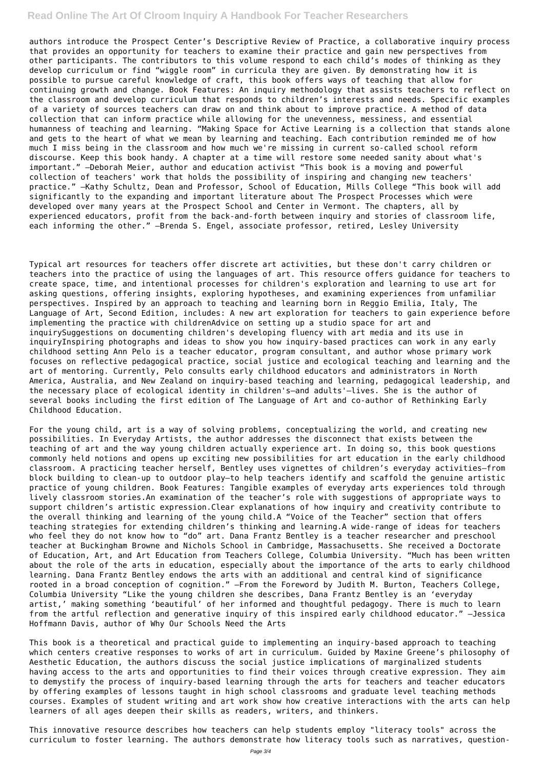authors introduce the Prospect Center's Descriptive Review of Practice, a collaborative inquiry process that provides an opportunity for teachers to examine their practice and gain new perspectives from other participants. The contributors to this volume respond to each child's modes of thinking as they develop curriculum or find "wiggle room" in curricula they are given. By demonstrating how it is possible to pursue careful knowledge of craft, this book offers ways of teaching that allow for continuing growth and change. Book Features: An inquiry methodology that assists teachers to reflect on the classroom and develop curriculum that responds to children's interests and needs. Specific examples of a variety of sources teachers can draw on and think about to improve practice. A method of data collection that can inform practice while allowing for the unevenness, messiness, and essential humanness of teaching and learning. "Making Space for Active Learning is a collection that stands alone and gets to the heart of what we mean by learning and teaching. Each contribution reminded me of how much I miss being in the classroom and how much we're missing in current so-called school reform discourse. Keep this book handy. A chapter at a time will restore some needed sanity about what's important." —Deborah Meier, author and education activist "This book is a moving and powerful collection of teachers' work that holds the possibility of inspiring and changing new teachers' practice." —Kathy Schultz, Dean and Professor, School of Education, Mills College "This book will add significantly to the expanding and important literature about The Prospect Processes which were developed over many years at the Prospect School and Center in Vermont. The chapters, all by experienced educators, profit from the back-and-forth between inquiry and stories of classroom life, each informing the other." —Brenda S. Engel, associate professor, retired, Lesley University

Typical art resources for teachers offer discrete art activities, but these don't carry children or teachers into the practice of using the languages of art. This resource offers guidance for teachers to create space, time, and intentional processes for children's exploration and learning to use art for asking questions, offering insights, exploring hypotheses, and examining experiences from unfamiliar perspectives. Inspired by an approach to teaching and learning born in Reggio Emilia, Italy, The Language of Art, Second Edition, includes: A new art exploration for teachers to gain experience before implementing the practice with childrenAdvice on setting up a studio space for art and inquirySuggestions on documenting children's developing fluency with art media and its use in inquiryInspiring photographs and ideas to show you how inquiry-based practices can work in any early childhood setting Ann Pelo is a teacher educator, program consultant, and author whose primary work focuses on reflective pedagogical practice, social justice and ecological teaching and learning and the art of mentoring. Currently, Pelo consults early childhood educators and administrators in North America, Australia, and New Zealand on inquiry-based teaching and learning, pedagogical leadership, and the necessary place of ecological identity in children's—and adults'—lives. She is the author of several books including the first edition of The Language of Art and co-author of Rethinking Early Childhood Education.

For the young child, art is a way of solving problems, conceptualizing the world, and creating new possibilities. In Everyday Artists, the author addresses the disconnect that exists between the teaching of art and the way young children actually experience art. In doing so, this book questions commonly held notions and opens up exciting new possibilities for art education in the early childhood classroom. A practicing teacher herself, Bentley uses vignettes of children's everyday activities—from block building to clean-up to outdoor play—to help teachers identify and scaffold the genuine artistic practice of young children. Book Features: Tangible examples of everyday arts experiences told through lively classroom stories.An examination of the teacher's role with suggestions of appropriate ways to support children's artistic expression.Clear explanations of how inquiry and creativity contribute to the overall thinking and learning of the young child.A "Voice of the Teacher" section that offers teaching strategies for extending children's thinking and learning.A wide-range of ideas for teachers who feel they do not know how to "do" art. Dana Frantz Bentley is a teacher researcher and preschool teacher at Buckingham Browne and Nichols School in Cambridge, Massachusetts. She received a Doctorate of Education, Art, and Art Education from Teachers College, Columbia University. "Much has been written about the role of the arts in education, especially about the importance of the arts to early childhood learning. Dana Frantz Bentley endows the arts with an additional and central kind of significance rooted in a broad conception of cognition." —From the Foreword by Judith M. Burton, Teachers College, Columbia University "Like the young children she describes, Dana Frantz Bentley is an 'everyday artist,' making something 'beautiful' of her informed and thoughtful pedagogy. There is much to learn from the artful reflection and generative inquiry of this inspired early childhood educator." —Jessica Hoffmann Davis, author of Why Our Schools Need the Arts

This book is a theoretical and practical guide to implementing an inquiry-based approach to teaching which centers creative responses to works of art in curriculum. Guided by Maxine Greene's philosophy of Aesthetic Education, the authors discuss the social justice implications of marginalized students having access to the arts and opportunities to find their voices through creative expression. They aim to demystify the process of inquiry-based learning through the arts for teachers and teacher educators by offering examples of lessons taught in high school classrooms and graduate level teaching methods courses. Examples of student writing and art work show how creative interactions with the arts can help learners of all ages deepen their skills as readers, writers, and thinkers.

This innovative resource describes how teachers can help students employ "literacy tools" across the curriculum to foster learning. The authors demonstrate how literacy tools such as narratives, question-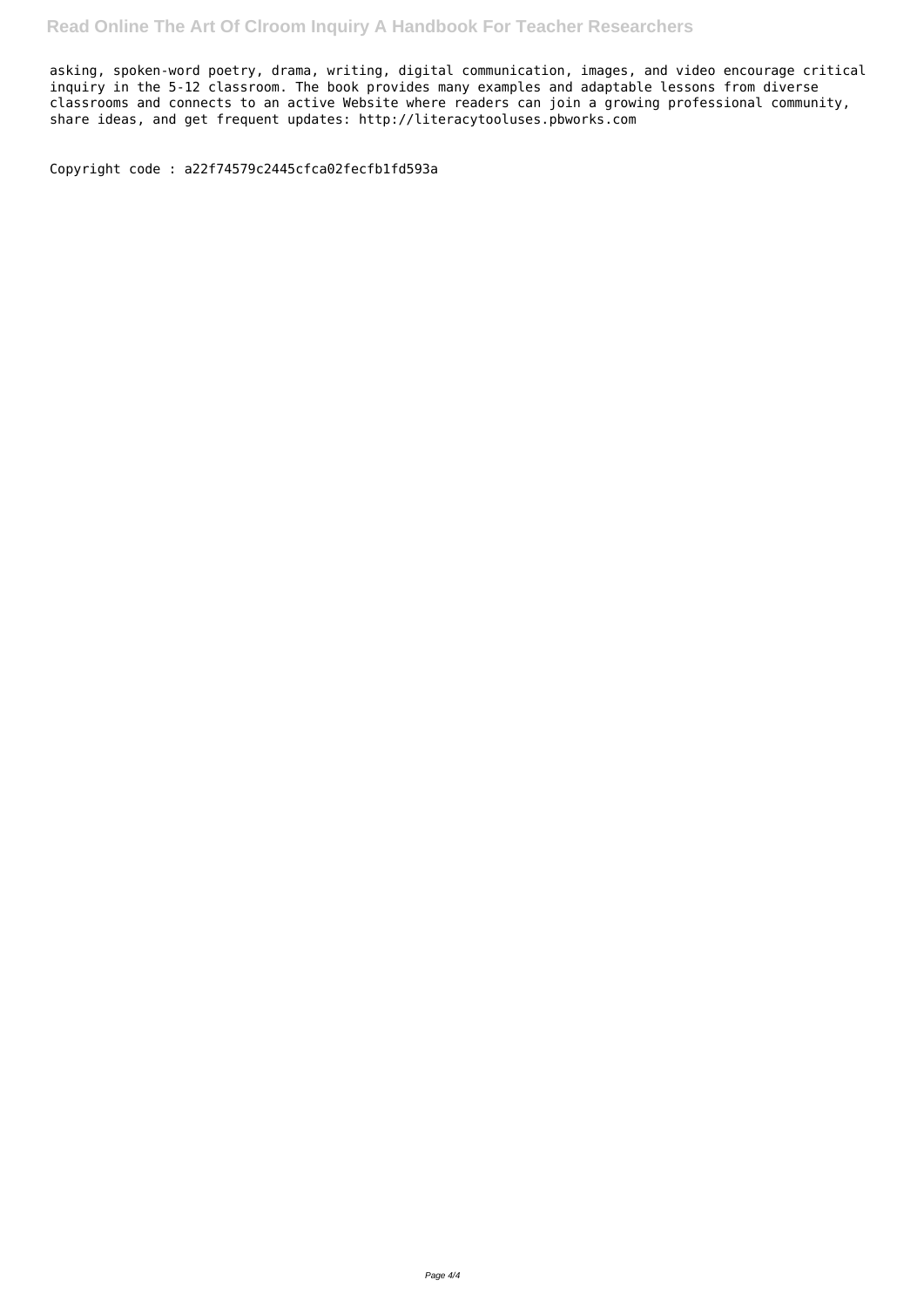asking, spoken-word poetry, drama, writing, digital communication, images, and video encourage critical inquiry in the 5-12 classroom. The book provides many examples and adaptable lessons from diverse classrooms and connects to an active Website where readers can join a growing professional community, share ideas, and get frequent updates: http://literacytooluses.pbworks.com

Copyright code : a22f74579c2445cfca02fecfb1fd593a